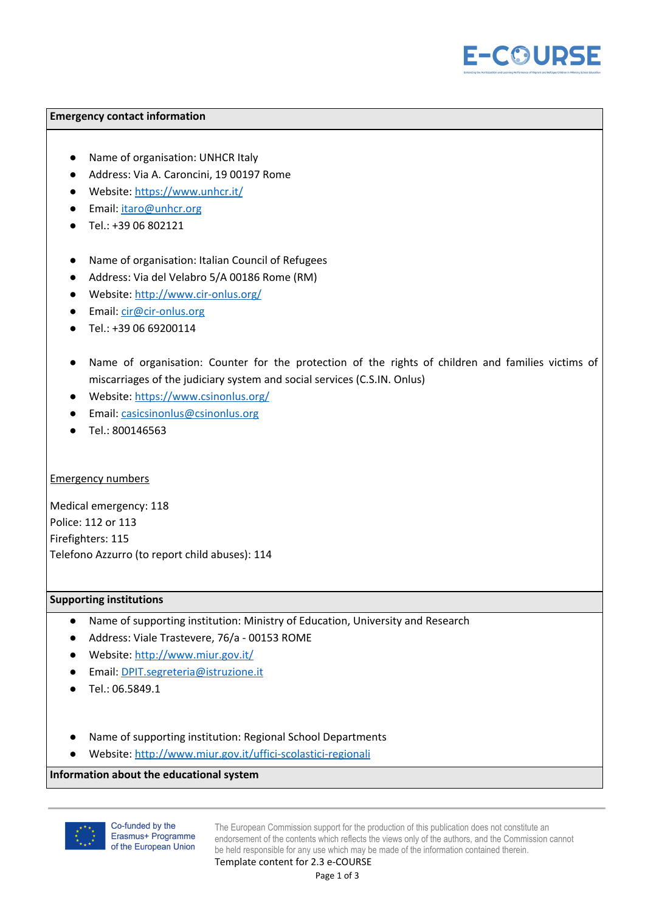## Emergency contact information

- Name of organisation: UNHCR Italy
- Address: Via A. Caroncini, 19 00197 Rome
- Website: https://www.unhcr.it/
- Email: itaro@unhcr.org
- Tel.: +39 06 802121

- Name of organisation: Italian Council of Refugees
- Address: Via del Velabro 5/A 00186 Rome (RM)
- Website: http://www.cir-onlus.org/
- Email: cir@cir-onlus.org
- Tel.: +39 06 69200114

- Name of organisation: Counter for the protection of the rights of children and families victims of miscarriages of the judiciary system and social services (C.S.IN. Onlus)
- Website: https://www.csinonlus.org/
- Email: casicsinonlus@csinonlus.org
- Tel.: 800146563

Emergency numbers

Medical emergency: 118
Police: 112 or 113
Firefighters: 115
Telefono Azzurro (to report child abuses): 114

## Supporting institutions

- Name of supporting institution: Ministry of Education, University and Research
- Address: Viale Trastevere, 76/a - 00153 ROME
- Website: http://www.miur.gov.it/
- Email: DPIT.segreteria@istruzione.it
- Tel.: 06.5849.1

- Name of supporting institution: Regional School Departments
- Website: http://www.miur.gov.it/uffici-scolastici-regionali

## Information about the educational system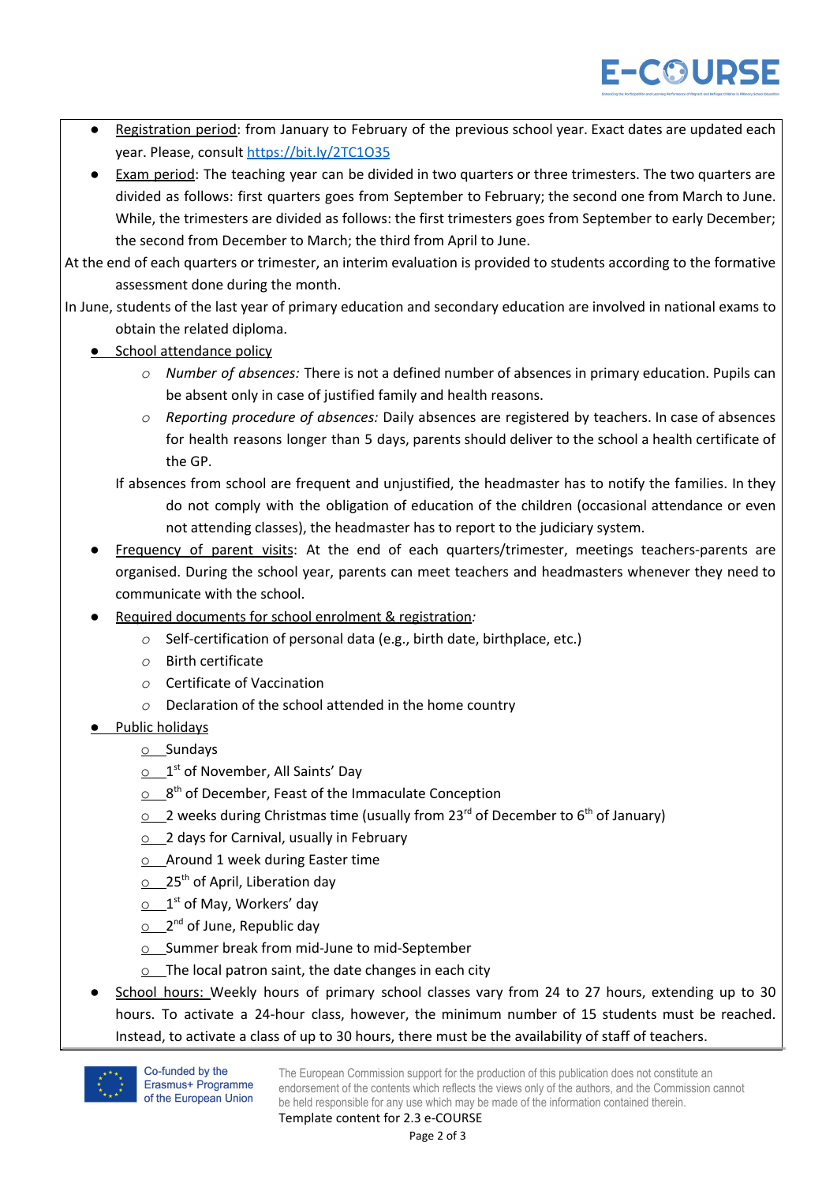- Registration period: from January to February of the previous school year. Exact dates are updated each year. Please, consult https://bit.ly/2TC1O35
- Exam period: The teaching year can be divided in two quarters or three trimesters. The two quarters are divided as follows: first quarters goes from September to February; the second one from March to June. While, the trimesters are divided as follows: the first trimesters goes from September to early December; the second from December to March; the third from April to June.

At the end of each quarters or trimester, an interim evaluation is provided to students according to the formative assessment done during the month.

In June, students of the last year of primary education and secondary education are involved in national exams to obtain the related diploma.

- School attendance policy
  - *Number of absences:* There is not a defined number of absences in primary education. Pupils can be absent only in case of justified family and health reasons.
  - *Reporting procedure of absences:* Daily absences are registered by teachers. In case of absences for health reasons longer than 5 days, parents should deliver to the school a health certificate of the GP.

  If absences from school are frequent and unjustified, the headmaster has to notify the families. In they do not comply with the obligation of education of the children (occasional attendance or even not attending classes), the headmaster has to report to the judiciary system.

- Frequency of parent visits: At the end of each quarters/trimester, meetings teachers-parents are organised. During the school year, parents can meet teachers and headmasters whenever they need to communicate with the school.
- Required documents for school enrolment & registration*:*
  - Self-certification of personal data (e.g., birth date, birthplace, etc.)
  - Birth certificate
  - Certificate of Vaccination
  - Declaration of the school attended in the home country
- Public holidays
  - Sundays
  - 1st of November, All Saints' Day
  - 8th of December, Feast of the Immaculate Conception
  - 2 weeks during Christmas time (usually from 23rd of December to 6th of January)
  - 2 days for Carnival, usually in February
  - Around 1 week during Easter time
  - 25th of April, Liberation day
  - 1st of May, Workers' day
  - 2nd of June, Republic day
  - Summer break from mid-June to mid-September
  - The local patron saint, the date changes in each city
- School hours: Weekly hours of primary school classes vary from 24 to 27 hours, extending up to 30 hours. To activate a 24-hour class, however, the minimum number of 15 students must be reached. Instead, to activate a class of up to 30 hours, there must be the availability of staff of teachers.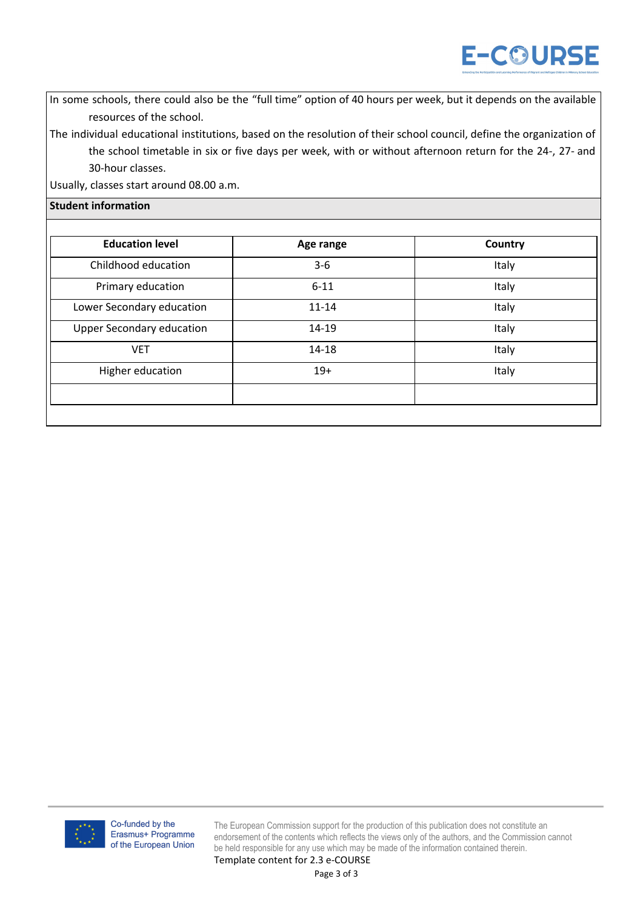In some schools, there could also be the "full time" option of 40 hours per week, but it depends on the available resources of the school.

The individual educational institutions, based on the resolution of their school council, define the organization of the school timetable in six or five days per week, with or without afternoon return for the 24-, 27- and 30-hour classes.

Usually, classes start around 08.00 a.m.

**Student information**

| Education level | Age range | Country |
|---|---|---|
| Childhood education | 3-6 | Italy |
| Primary education | 6-11 | Italy |
| Lower Secondary education | 11-14 | Italy |
| Upper Secondary education | 14-19 | Italy |
| VET | 14-18 | Italy |
| Higher education | 19+ | Italy |
| | | |